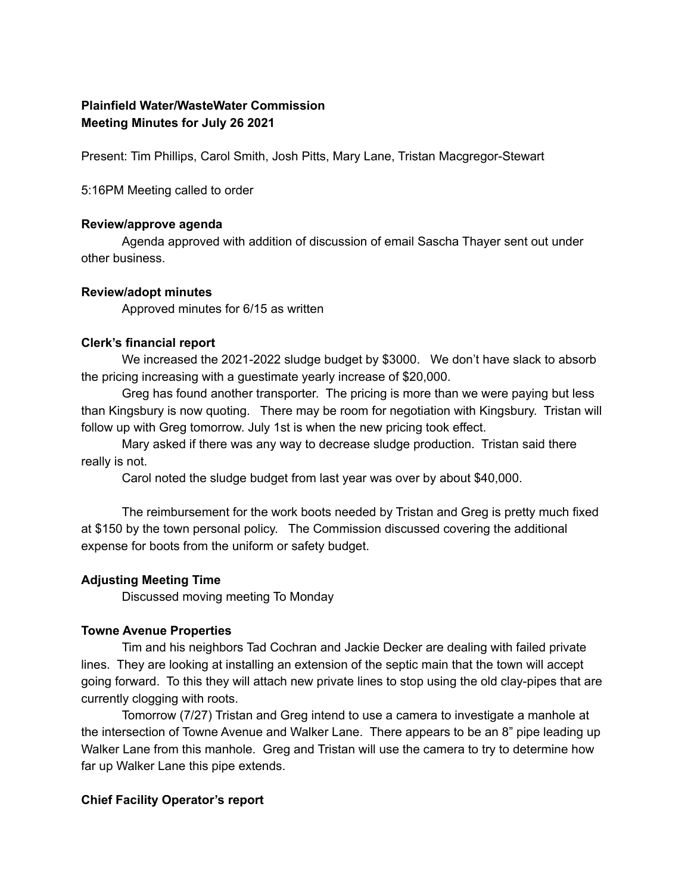**Plainfield Water/WasteWater Commission**
**Meeting Minutes for July 26 2021**

Present: Tim Phillips, Carol Smith, Josh Pitts, Mary Lane, Tristan Macgregor-Stewart

5:16PM Meeting called to order

**Review/approve agenda**

Agenda approved with addition of discussion of email Sascha Thayer sent out under other business.

**Review/adopt minutes**

Approved minutes for 6/15 as written

**Clerk's financial report**

We increased the 2021-2022 sludge budget by $3000. We don't have slack to absorb the pricing increasing with a guestimate yearly increase of $20,000.

Greg has found another transporter. The pricing is more than we were paying but less than Kingsbury is now quoting. There may be room for negotiation with Kingsbury. Tristan will follow up with Greg tomorrow. July 1st is when the new pricing took effect.

Mary asked if there was any way to decrease sludge production. Tristan said there really is not.

Carol noted the sludge budget from last year was over by about $40,000.

The reimbursement for the work boots needed by Tristan and Greg is pretty much fixed at $150 by the town personal policy. The Commission discussed covering the additional expense for boots from the uniform or safety budget.

**Adjusting Meeting Time**

Discussed moving meeting To Monday

**Towne Avenue Properties**

Tim and his neighbors Tad Cochran and Jackie Decker are dealing with failed private lines. They are looking at installing an extension of the septic main that the town will accept going forward. To this they will attach new private lines to stop using the old clay-pipes that are currently clogging with roots.

Tomorrow (7/27) Tristan and Greg intend to use a camera to investigate a manhole at the intersection of Towne Avenue and Walker Lane. There appears to be an 8" pipe leading up Walker Lane from this manhole. Greg and Tristan will use the camera to try to determine how far up Walker Lane this pipe extends.

**Chief Facility Operator's report**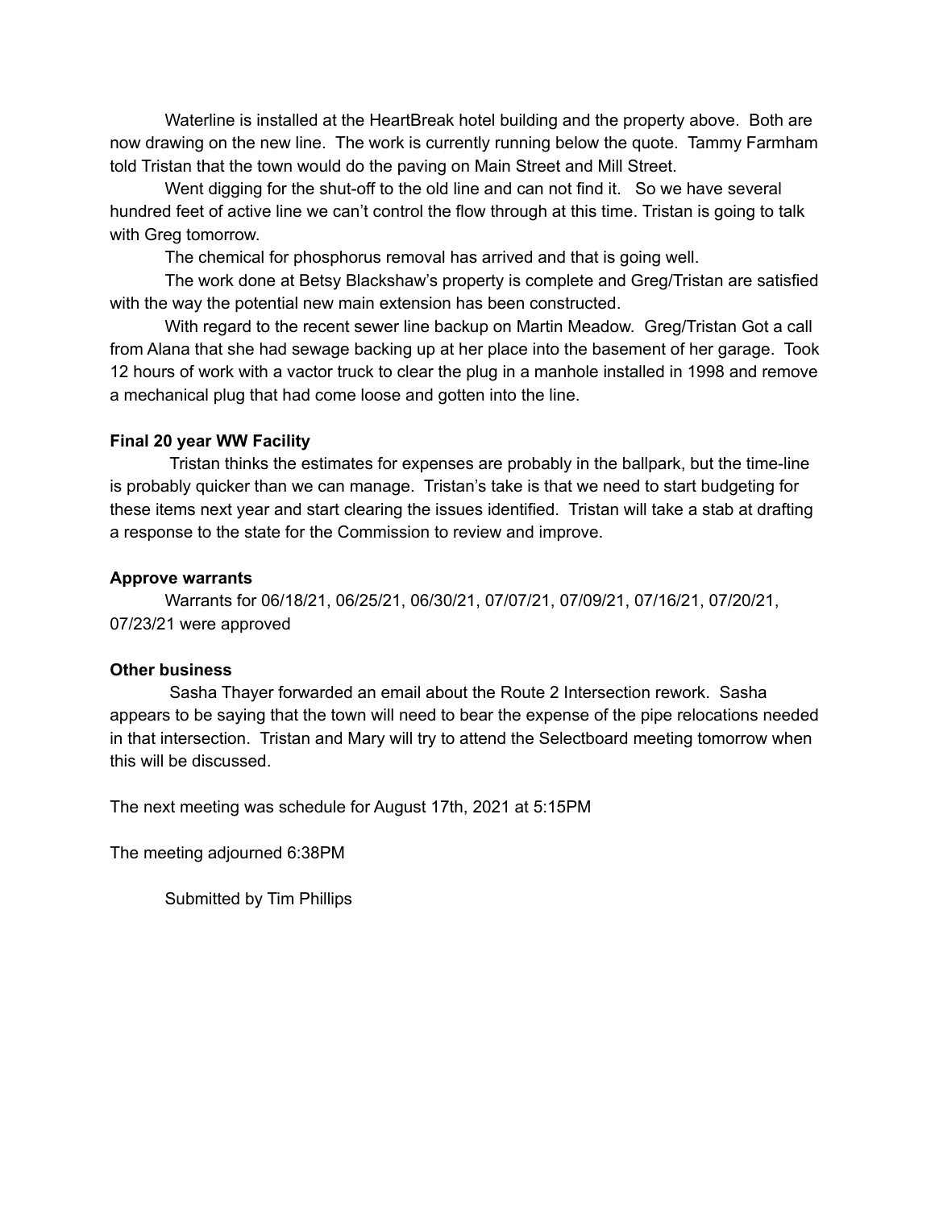Waterline is installed at the HeartBreak hotel building and the property above. Both are now drawing on the new line. The work is currently running below the quote. Tammy Farmham told Tristan that the town would do the paving on Main Street and Mill Street.

Went digging for the shut-off to the old line and can not find it. So we have several hundred feet of active line we can't control the flow through at this time. Tristan is going to talk with Greg tomorrow.

The chemical for phosphorus removal has arrived and that is going well.

The work done at Betsy Blackshaw's property is complete and Greg/Tristan are satisfied with the way the potential new main extension has been constructed.

With regard to the recent sewer line backup on Martin Meadow. Greg/Tristan Got a call from Alana that she had sewage backing up at her place into the basement of her garage. Took 12 hours of work with a vactor truck to clear the plug in a manhole installed in 1998 and remove a mechanical plug that had come loose and gotten into the line.

**Final 20 year WW Facility**

Tristan thinks the estimates for expenses are probably in the ballpark, but the time-line is probably quicker than we can manage. Tristan's take is that we need to start budgeting for these items next year and start clearing the issues identified. Tristan will take a stab at drafting a response to the state for the Commission to review and improve.

**Approve warrants**

Warrants for 06/18/21, 06/25/21, 06/30/21, 07/07/21, 07/09/21, 07/16/21, 07/20/21, 07/23/21 were approved

**Other business**

Sasha Thayer forwarded an email about the Route 2 Intersection rework. Sasha appears to be saying that the town will need to bear the expense of the pipe relocations needed in that intersection. Tristan and Mary will try to attend the Selectboard meeting tomorrow when this will be discussed.

The next meeting was schedule for August 17th, 2021 at 5:15PM

The meeting adjourned 6:38PM

Submitted by Tim Phillips